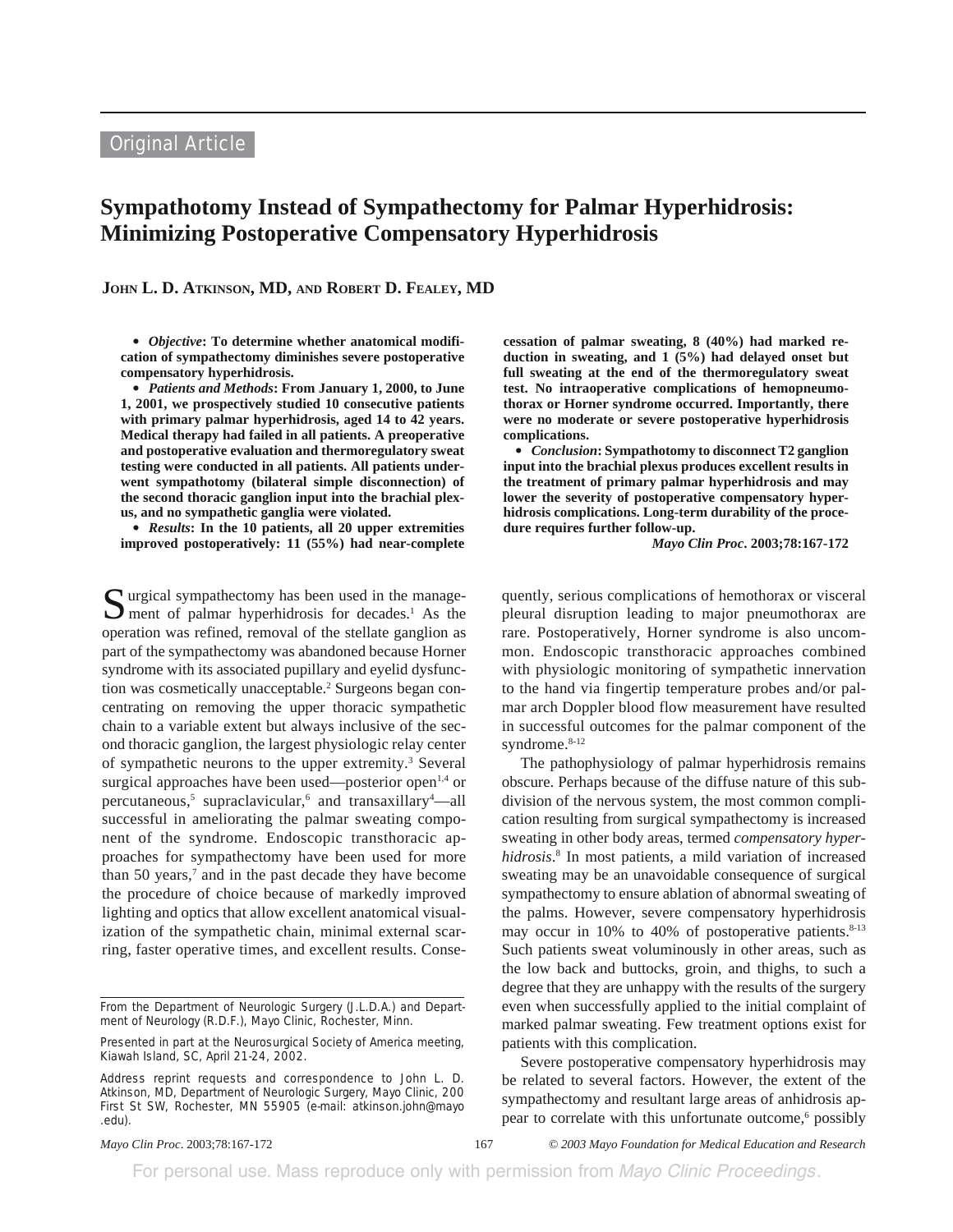Original Article

# Sympathotomy Instead of Sympathectomy for Palmar Hyperhidrosis: Minimizing Postoperative Compensatory Hyperhidrosis

**John L. D. Atkinson, MD, and Robert D. Fealey, MD**

- ***Objective*: To determine whether anatomical modification of sympathectomy diminishes severe postoperative compensatory hyperhidrosis.**
- ***Patients and Methods*: From January 1, 2000, to June 1, 2001, we prospectively studied 10 consecutive patients with primary palmar hyperhidrosis, aged 14 to 42 years. Medical therapy had failed in all patients. A preoperative and postoperative evaluation and thermoregulatory sweat testing were conducted in all patients. All patients underwent sympathotomy (bilateral simple disconnection) of the second thoracic ganglion input into the brachial plexus, and no sympathetic ganglia were violated.**
- ***Results*: In the 10 patients, all 20 upper extremities improved postoperatively: 11 (55%) had near-complete cessation of palmar sweating, 8 (40%) had marked reduction in sweating, and 1 (5%) had delayed onset but full sweating at the end of the thermoregulatory sweat test. No intraoperative complications of hemopneumothorax or Horner syndrome occurred. Importantly, there were no moderate or severe postoperative hyperhidrosis complications.**
- ***Conclusion*: Sympathotomy to disconnect T2 ganglion input into the brachial plexus produces excellent results in the treatment of primary palmar hyperhidrosis and may lower the severity of postoperative compensatory hyperhidrosis complications. Long-term durability of the procedure requires further follow-up.**

***Mayo Clin Proc*. 2003;78:167-172**

Surgical sympathectomy has been used in the management of palmar hyperhidrosis for decades.[1] As the operation was refined, removal of the stellate ganglion as part of the sympathectomy was abandoned because Horner syndrome with its associated pupillary and eyelid dysfunction was cosmetically unacceptable.[2] Surgeons began concentrating on removing the upper thoracic sympathetic chain to a variable extent but always inclusive of the second thoracic ganglion, the largest physiologic relay center of sympathetic neurons to the upper extremity.[3] Several surgical approaches have been used—posterior open[1,4] or percutaneous,[5] supraclavicular,[6] and transaxillary[4]—all successful in ameliorating the palmar sweating component of the syndrome. Endoscopic transthoracic approaches for sympathectomy have been used for more than 50 years,[7] and in the past decade they have become the procedure of choice because of markedly improved lighting and optics that allow excellent anatomical visualization of the sympathetic chain, minimal external scarring, faster operative times, and excellent results. Consequently, serious complications of hemothorax or visceral pleural disruption leading to major pneumothorax are rare. Postoperatively, Horner syndrome is also uncommon. Endoscopic transthoracic approaches combined with physiologic monitoring of sympathetic innervation to the hand via fingertip temperature probes and/or palmar arch Doppler blood flow measurement have resulted in successful outcomes for the palmar component of the syndrome.[8-12]

The pathophysiology of palmar hyperhidrosis remains obscure. Perhaps because of the diffuse nature of this subdivision of the nervous system, the most common complication resulting from surgical sympathectomy is increased sweating in other body areas, termed *compensatory hyperhidrosis*.[8] In most patients, a mild variation of increased sweating may be an unavoidable consequence of surgical sympathectomy to ensure ablation of abnormal sweating of the palms. However, severe compensatory hyperhidrosis may occur in 10% to 40% of postoperative patients.[8-13] Such patients sweat voluminously in other areas, such as the low back and buttocks, groin, and thighs, to such a degree that they are unhappy with the results of the surgery even when successfully applied to the initial complaint of marked palmar sweating. Few treatment options exist for patients with this complication.

Severe postoperative compensatory hyperhidrosis may be related to several factors. However, the extent of the sympathectomy and resultant large areas of anhidrosis appear to correlate with this unfortunate outcome,[6] possibly

From the Department of Neurologic Surgery (J.L.D.A.) and Department of Neurology (R.D.F.), Mayo Clinic, Rochester, Minn.

Presented in part at the Neurosurgical Society of America meeting, Kiawah Island, SC, April 21-24, 2002.

Address reprint requests and correspondence to John L. D. Atkinson, MD, Department of Neurologic Surgery, Mayo Clinic, 200 First St SW, Rochester, MN 55905 (e-mail: atkinson.john@mayo.edu).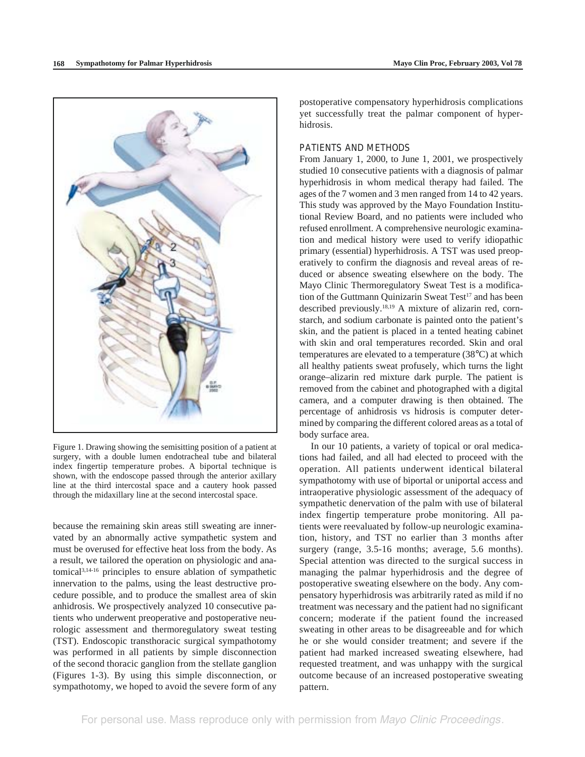Figure 1. Drawing showing the semisitting position of a patient at surgery, with a double lumen endotracheal tube and bilateral index fingertip temperature probes. A biportal technique is shown, with the endoscope passed through the anterior axillary line at the third intercostal space and a cautery hook passed through the midaxillary line at the second intercostal space.

because the remaining skin areas still sweating are innervated by an abnormally active sympathetic system and must be overused for effective heat loss from the body. As a result, we tailored the operation on physiologic and anatomical[3,14-16] principles to ensure ablation of sympathetic innervation to the palms, using the least destructive procedure possible, and to produce the smallest area of skin anhidrosis. We prospectively analyzed 10 consecutive patients who underwent preoperative and postoperative neurologic assessment and thermoregulatory sweat testing (TST). Endoscopic transthoracic surgical sympathotomy was performed in all patients by simple disconnection of the second thoracic ganglion from the stellate ganglion (Figures 1-3). By using this simple disconnection, or sympathotomy, we hoped to avoid the severe form of any postoperative compensatory hyperhidrosis complications yet successfully treat the palmar component of hyperhidrosis.

## PATIENTS AND METHODS

From January 1, 2000, to June 1, 2001, we prospectively studied 10 consecutive patients with a diagnosis of palmar hyperhidrosis in whom medical therapy had failed. The ages of the 7 women and 3 men ranged from 14 to 42 years. This study was approved by the Mayo Foundation Institutional Review Board, and no patients were included who refused enrollment. A comprehensive neurologic examination and medical history were used to verify idiopathic primary (essential) hyperhidrosis. A TST was used preoperatively to confirm the diagnosis and reveal areas of reduced or absence sweating elsewhere on the body. The Mayo Clinic Thermoregulatory Sweat Test is a modification of the Guttmann Quinizarin Sweat Test[17] and has been described previously.[18,19] A mixture of alizarin red, cornstarch, and sodium carbonate is painted onto the patient's skin, and the patient is placed in a tented heating cabinet with skin and oral temperatures recorded. Skin and oral temperatures are elevated to a temperature (38°C) at which all healthy patients sweat profusely, which turns the light orange–alizarin red mixture dark purple. The patient is removed from the cabinet and photographed with a digital camera, and a computer drawing is then obtained. The percentage of anhidrosis vs hidrosis is computer determined by comparing the different colored areas as a total of body surface area.

In our 10 patients, a variety of topical or oral medications had failed, and all had elected to proceed with the operation. All patients underwent identical bilateral sympathotomy with use of biportal or uniportal access and intraoperative physiologic assessment of the adequacy of sympathetic denervation of the palm with use of bilateral index fingertip temperature probe monitoring. All patients were reevaluated by follow-up neurologic examination, history, and TST no earlier than 3 months after surgery (range, 3.5-16 months; average, 5.6 months). Special attention was directed to the surgical success in managing the palmar hyperhidrosis and the degree of postoperative sweating elsewhere on the body. Any compensatory hyperhidrosis was arbitrarily rated as mild if no treatment was necessary and the patient had no significant concern; moderate if the patient found the increased sweating in other areas to be disagreeable and for which he or she would consider treatment; and severe if the patient had marked increased sweating elsewhere, had requested treatment, and was unhappy with the surgical outcome because of an increased postoperative sweating pattern.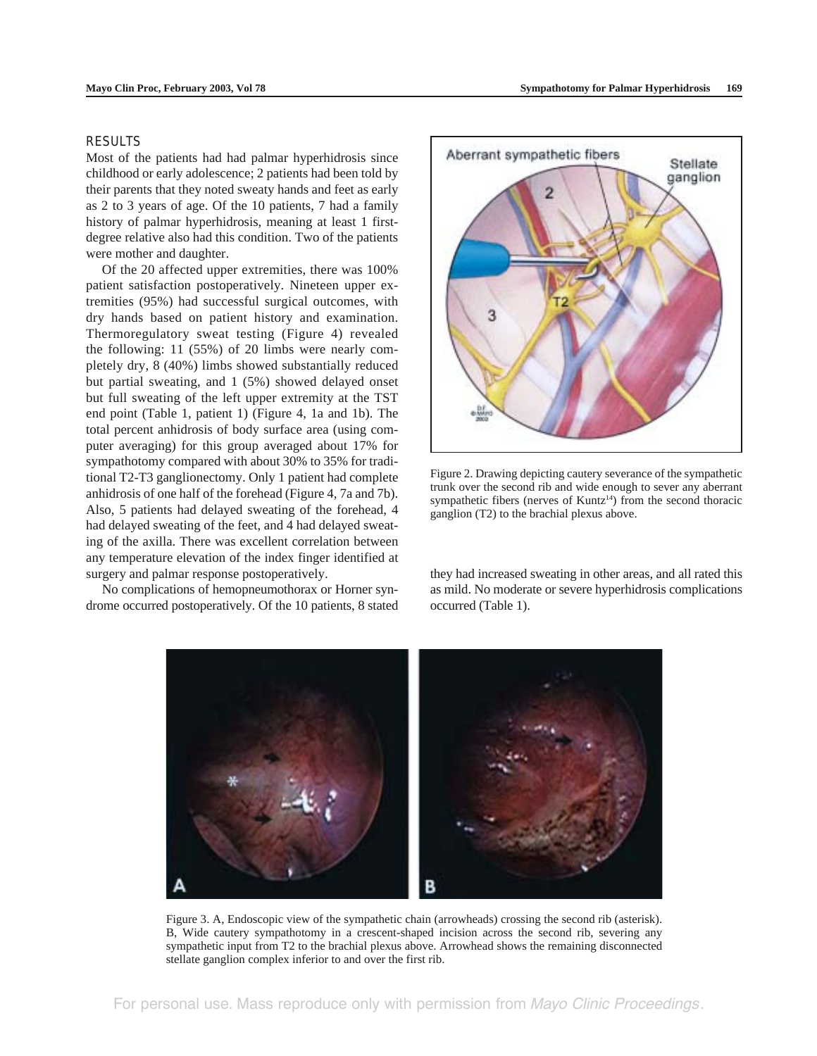## RESULTS

Most of the patients had had palmar hyperhidrosis since childhood or early adolescence; 2 patients had been told by their parents that they noted sweaty hands and feet as early as 2 to 3 years of age. Of the 10 patients, 7 had a family history of palmar hyperhidrosis, meaning at least 1 first-degree relative also had this condition. Two of the patients were mother and daughter.

Of the 20 affected upper extremities, there was 100% patient satisfaction postoperatively. Nineteen upper extremities (95%) had successful surgical outcomes, with dry hands based on patient history and examination. Thermoregulatory sweat testing (Figure 4) revealed the following: 11 (55%) of 20 limbs were nearly completely dry, 8 (40%) limbs showed substantially reduced but partial sweating, and 1 (5%) showed delayed onset but full sweating of the left upper extremity at the TST end point (Table 1, patient 1) (Figure 4, 1a and 1b). The total percent anhidrosis of body surface area (using computer averaging) for this group averaged about 17% for sympathotomy compared with about 30% to 35% for traditional T2-T3 ganglionectomy. Only 1 patient had complete anhidrosis of one half of the forehead (Figure 4, 7a and 7b). Also, 5 patients had delayed sweating of the forehead, 4 had delayed sweating of the feet, and 4 had delayed sweating of the axilla. There was excellent correlation between any temperature elevation of the index finger identified at surgery and palmar response postoperatively.

No complications of hemopneumothorax or Horner syndrome occurred postoperatively. Of the 10 patients, 8 stated they had increased sweating in other areas, and all rated this as mild. No moderate or severe hyperhidrosis complications occurred (Table 1).

Figure 2. Drawing depicting cautery severance of the sympathetic trunk over the second rib and wide enough to sever any aberrant sympathetic fibers (nerves of Kuntz[14]) from the second thoracic ganglion (T2) to the brachial plexus above.

Figure 3. A, Endoscopic view of the sympathetic chain (arrowheads) crossing the second rib (asterisk). B, Wide cautery sympathotomy in a crescent-shaped incision across the second rib, severing any sympathetic input from T2 to the brachial plexus above. Arrowhead shows the remaining disconnected stellate ganglion complex inferior to and over the first rib.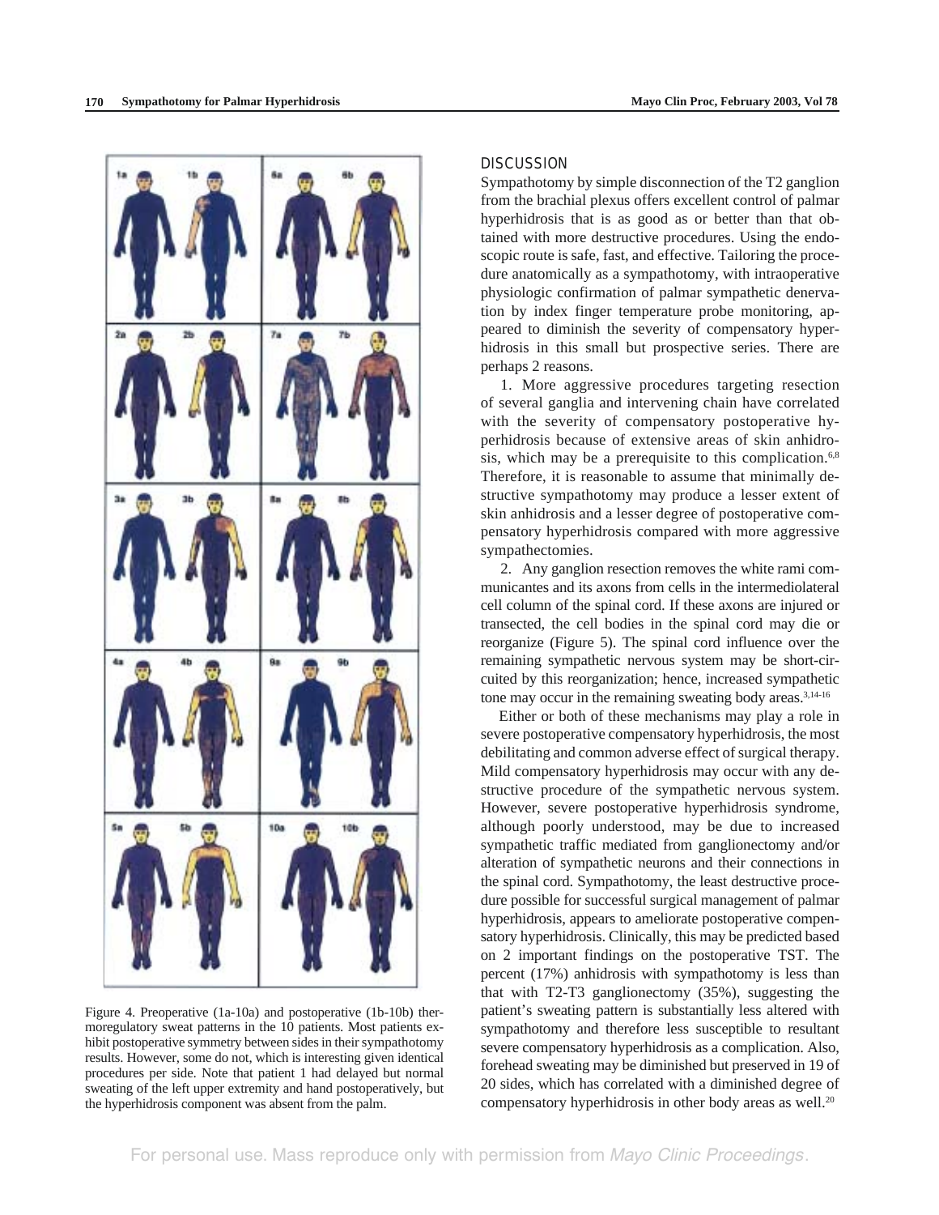Figure 4. Preoperative (1a-10a) and postoperative (1b-10b) thermoregulatory sweat patterns in the 10 patients. Most patients exhibit postoperative symmetry between sides in their sympathotomy results. However, some do not, which is interesting given identical procedures per side. Note that patient 1 had delayed but normal sweating of the left upper extremity and hand postoperatively, but the hyperhidrosis component was absent from the palm.

## DISCUSSION

Sympathotomy by simple disconnection of the T2 ganglion from the brachial plexus offers excellent control of palmar hyperhidrosis that is as good as or better than that obtained with more destructive procedures. Using the endoscopic route is safe, fast, and effective. Tailoring the procedure anatomically as a sympathotomy, with intraoperative physiologic confirmation of palmar sympathetic denervation by index finger temperature probe monitoring, appeared to diminish the severity of compensatory hyperhidrosis in this small but prospective series. There are perhaps 2 reasons.

1. More aggressive procedures targeting resection of several ganglia and intervening chain have correlated with the severity of compensatory postoperative hyperhidrosis because of extensive areas of skin anhidrosis, which may be a prerequisite to this complication.[6,8] Therefore, it is reasonable to assume that minimally destructive sympathotomy may produce a lesser extent of skin anhidrosis and a lesser degree of postoperative compensatory hyperhidrosis compared with more aggressive sympathectomies.

2. Any ganglion resection removes the white rami communicantes and its axons from cells in the intermediolateral cell column of the spinal cord. If these axons are injured or transected, the cell bodies in the spinal cord may die or reorganize (Figure 5). The spinal cord influence over the remaining sympathetic nervous system may be short-circuited by this reorganization; hence, increased sympathetic tone may occur in the remaining sweating body areas.[3,14-16]

Either or both of these mechanisms may play a role in severe postoperative compensatory hyperhidrosis, the most debilitating and common adverse effect of surgical therapy. Mild compensatory hyperhidrosis may occur with any destructive procedure of the sympathetic nervous system. However, severe postoperative hyperhidrosis syndrome, although poorly understood, may be due to increased sympathetic traffic mediated from ganglionectomy and/or alteration of sympathetic neurons and their connections in the spinal cord. Sympathotomy, the least destructive procedure possible for successful surgical management of palmar hyperhidrosis, appears to ameliorate postoperative compensatory hyperhidrosis. Clinically, this may be predicted based on 2 important findings on the postoperative TST. The percent (17%) anhidrosis with sympathotomy is less than that with T2-T3 ganglionectomy (35%), suggesting the patient's sweating pattern is substantially less altered with sympathotomy and therefore less susceptible to resultant severe compensatory hyperhidrosis as a complication. Also, forehead sweating may be diminished but preserved in 19 of 20 sides, which has correlated with a diminished degree of compensatory hyperhidrosis in other body areas as well.[20]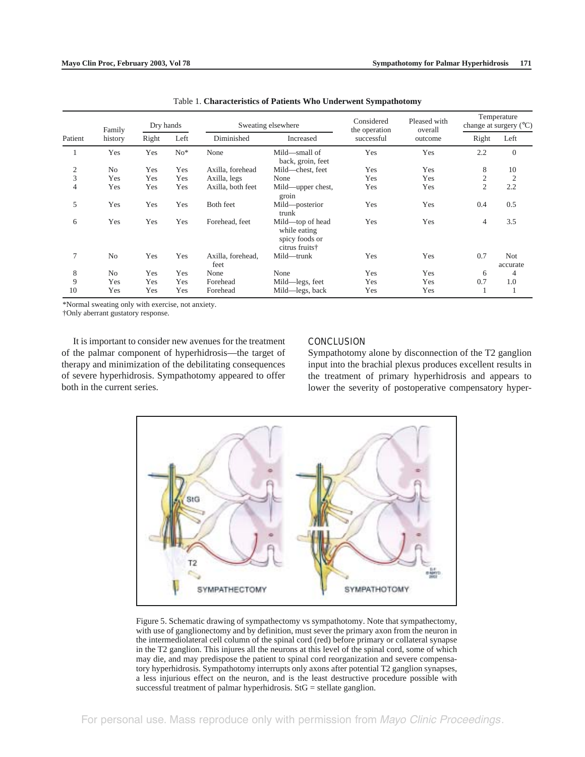Table 1. **Characteristics of Patients Who Underwent Sympathotomy**

| Patient | Family history | Dry hands | | Sweating elsewhere | | Considered the operation successful | Pleased with overall outcome | Temperature change at surgery (°C) | |
|---|---|---|---|---|---|---|---|---|---|
| | | Right | Left | Diminished | Increased | | | Right | Left |
| 1 | Yes | Yes | No* | None | Mild—small of back, groin, feet | Yes | Yes | 2.2 | 0 |
| 2 | No | Yes | Yes | Axilla, forehead | Mild—chest, feet | Yes | Yes | 8 | 10 |
| 3 | Yes | Yes | Yes | Axilla, legs | None | Yes | Yes | 2 | 2 |
| 4 | Yes | Yes | Yes | Axilla, both feet | Mild—upper chest, groin | Yes | Yes | 2 | 2.2 |
| 5 | Yes | Yes | Yes | Both feet | Mild—posterior trunk | Yes | Yes | 0.4 | 0.5 |
| 6 | Yes | Yes | Yes | Forehead, feet | Mild—top of head while eating spicy foods or citrus fruits† | Yes | Yes | 4 | 3.5 |
| 7 | No | Yes | Yes | Axilla, forehead, feet | Mild—trunk | Yes | Yes | 0.7 | Not accurate |
| 8 | No | Yes | Yes | None | None | Yes | Yes | 6 | 4 |
| 9 | Yes | Yes | Yes | Forehead | Mild—legs, feet | Yes | Yes | 0.7 | 1.0 |
| 10 | Yes | Yes | Yes | Forehead | Mild—legs, back | Yes | Yes | 1 | 1 |

*Normal sweating only with exercise, not anxiety.
†Only aberrant gustatory response.

It is important to consider new avenues for the treatment of the palmar component of hyperhidrosis—the target of therapy and minimization of the debilitating consequences of severe hyperhidrosis. Sympathotomy appeared to offer both in the current series.

## CONCLUSION

Sympathotomy alone by disconnection of the T2 ganglion input into the brachial plexus produces excellent results in the treatment of primary hyperhidrosis and appears to lower the severity of postoperative compensatory hyper-

Figure 5. Schematic drawing of sympathectomy vs sympathotomy. Note that sympathectomy, with use of ganglionectomy and by definition, must sever the primary axon from the neuron in the intermediolateral cell column of the spinal cord (red) before primary or collateral synapse in the T2 ganglion. This injures all the neurons at this level of the spinal cord, some of which may die, and may predispose the patient to spinal cord reorganization and severe compensatory hyperhidrosis. Sympathotomy interrupts only axons after potential T2 ganglion synapses, a less injurious effect on the neuron, and is the least destructive procedure possible with successful treatment of palmar hyperhidrosis. StG = stellate ganglion.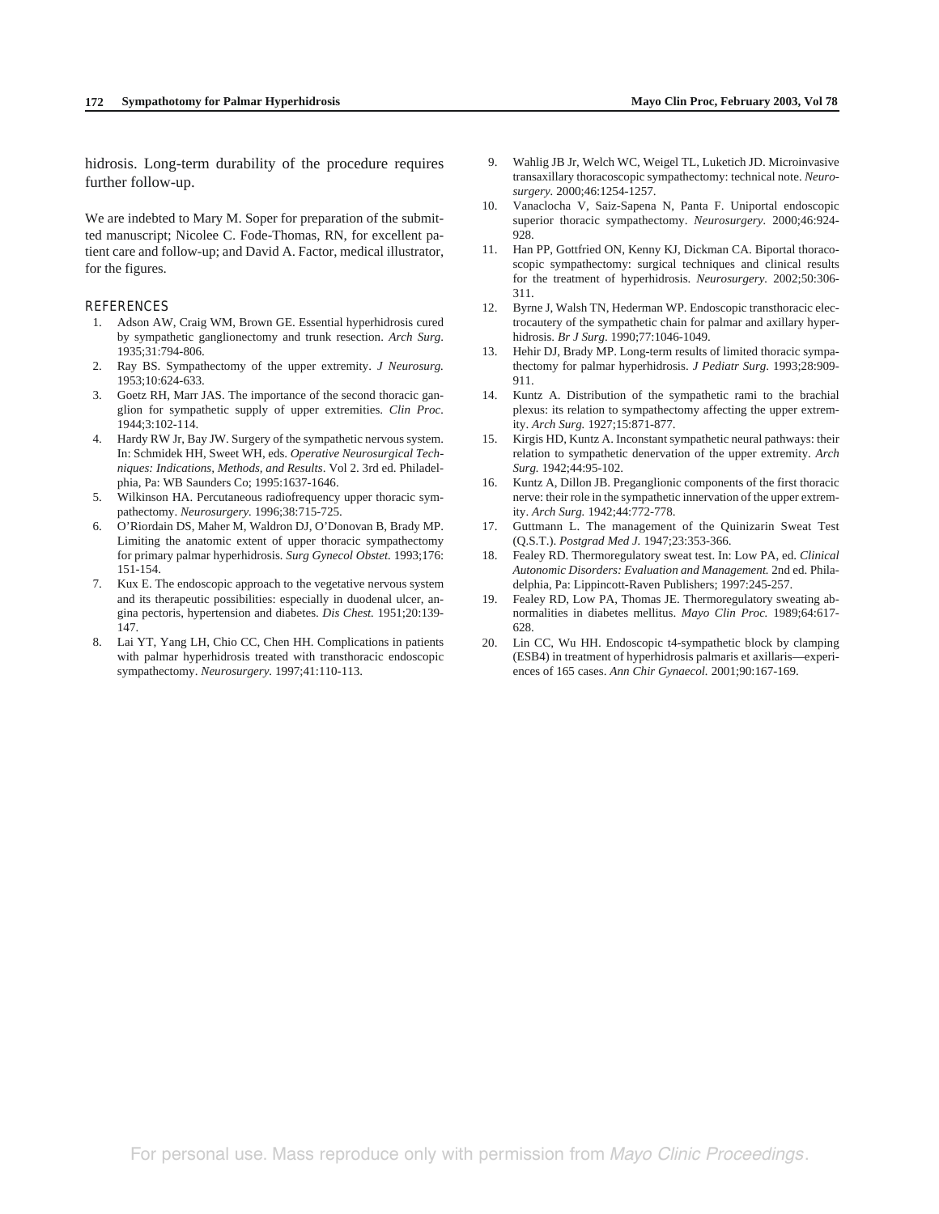hidrosis. Long-term durability of the procedure requires further follow-up.

We are indebted to Mary M. Soper for preparation of the submitted manuscript; Nicolee C. Fode-Thomas, RN, for excellent patient care and follow-up; and David A. Factor, medical illustrator, for the figures.

## REFERENCES

1. Adson AW, Craig WM, Brown GE. Essential hyperhidrosis cured by sympathetic ganglionectomy and trunk resection. *Arch Surg*. 1935;31:794-806.
2. Ray BS. Sympathectomy of the upper extremity. *J Neurosurg.* 1953;10:624-633.
3. Goetz RH, Marr JAS. The importance of the second thoracic ganglion for sympathetic supply of upper extremities. *Clin Proc.* 1944;3:102-114.
4. Hardy RW Jr, Bay JW. Surgery of the sympathetic nervous system. In: Schmidek HH, Sweet WH, eds. *Operative Neurosurgical Techniques: Indications, Methods, and Results*. Vol 2. 3rd ed. Philadelphia, Pa: WB Saunders Co; 1995:1637-1646.
5. Wilkinson HA. Percutaneous radiofrequency upper thoracic sympathectomy. *Neurosurgery.* 1996;38:715-725.
6. O'Riordain DS, Maher M, Waldron DJ, O'Donovan B, Brady MP. Limiting the anatomic extent of upper thoracic sympathectomy for primary palmar hyperhidrosis. *Surg Gynecol Obstet.* 1993;176: 151-154.
7. Kux E. The endoscopic approach to the vegetative nervous system and its therapeutic possibilities: especially in duodenal ulcer, angina pectoris, hypertension and diabetes. *Dis Chest.* 1951;20:139-147.
8. Lai YT, Yang LH, Chio CC, Chen HH. Complications in patients with palmar hyperhidrosis treated with transthoracic endoscopic sympathectomy. *Neurosurgery.* 1997;41:110-113.
9. Wahlig JB Jr, Welch WC, Weigel TL, Luketich JD. Microinvasive transaxillary thoracoscopic sympathectomy: technical note. *Neurosurgery.* 2000;46:1254-1257.
10. Vanaclocha V, Saiz-Sapena N, Panta F. Uniportal endoscopic superior thoracic sympathectomy. *Neurosurgery.* 2000;46:924-928.
11. Han PP, Gottfried ON, Kenny KJ, Dickman CA. Biportal thoracoscopic sympathectomy: surgical techniques and clinical results for the treatment of hyperhidrosis. *Neurosurgery.* 2002;50:306-311.
12. Byrne J, Walsh TN, Hederman WP. Endoscopic transthoracic electrocautery of the sympathetic chain for palmar and axillary hyperhidrosis. *Br J Surg*. 1990;77:1046-1049.
13. Hehir DJ, Brady MP. Long-term results of limited thoracic sympathectomy for palmar hyperhidrosis. *J Pediatr Surg*. 1993;28:909-911.
14. Kuntz A. Distribution of the sympathetic rami to the brachial plexus: its relation to sympathectomy affecting the upper extremity. *Arch Surg.* 1927;15:871-877.
15. Kirgis HD, Kuntz A. Inconstant sympathetic neural pathways: their relation to sympathetic denervation of the upper extremity. *Arch Surg.* 1942;44:95-102.
16. Kuntz A, Dillon JB. Preganglionic components of the first thoracic nerve: their role in the sympathetic innervation of the upper extremity. *Arch Surg.* 1942;44:772-778.
17. Guttmann L. The management of the Quinizarin Sweat Test (Q.S.T.). *Postgrad Med J.* 1947;23:353-366.
18. Fealey RD. Thermoregulatory sweat test. In: Low PA, ed. *Clinical Autonomic Disorders: Evaluation and Management.* 2nd ed. Philadelphia, Pa: Lippincott-Raven Publishers; 1997:245-257.
19. Fealey RD, Low PA, Thomas JE. Thermoregulatory sweating abnormalities in diabetes mellitus. *Mayo Clin Proc.* 1989;64:617-628.
20. Lin CC, Wu HH. Endoscopic t4-sympathetic block by clamping (ESB4) in treatment of hyperhidrosis palmaris et axillaris—experiences of 165 cases. *Ann Chir Gynaecol.* 2001;90:167-169.